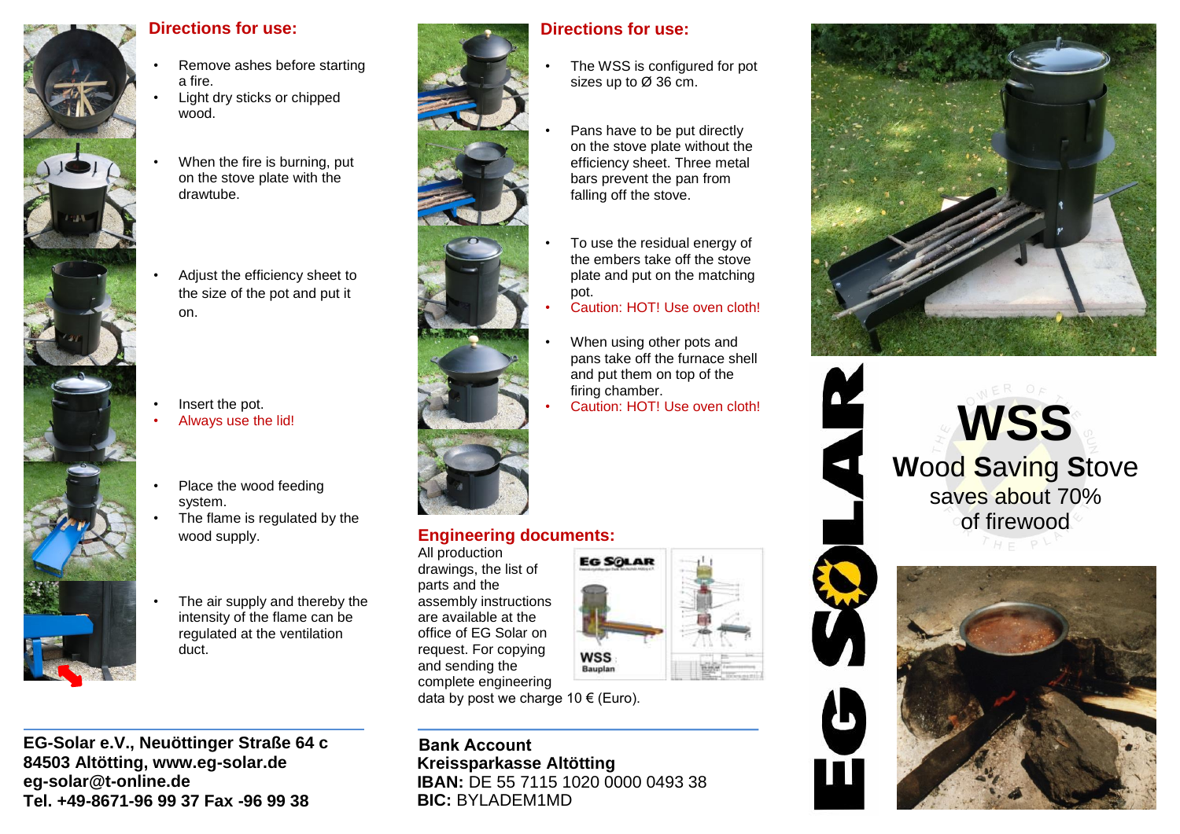## Directions for use:

- Remove ashes before starting a fire.
- Light dry sticks or chipped wood.
- When the fire is burning, put on the stove plate with the drawtube.
- Adjust the efficiency sheet to the size of the pot and put it on.
- Insert the pot.
- Always use the lid!
- Place the wood feeding system.
- The flame is regulated by the wood supply.
- The air supply and thereby the intensity of the flame can be regulated at the ventilation duct.

**EG-Solar e.V., Neuöttinger Straße 64 c**
**84503 Altötting, www.eg-solar.de**
**eg-solar@t-online.de**
**Tel. +49-8671-96 99 37 Fax -96 99 38**

## Directions for use:

- The WSS is configured for pot sizes up to Ø 36 cm.
- Pans have to be put directly on the stove plate without the efficiency sheet. Three metal bars prevent the pan from falling off the stove.
- To use the residual energy of the embers take off the stove plate and put on the matching pot.
- Caution: HOT! Use oven cloth!
- When using other pots and pans take off the furnace shell and put them on top of the firing chamber.
- Caution: HOT! Use oven cloth!

## Engineering documents:

All production drawings, the list of parts and the assembly instructions are available at the office of EG Solar on request. For copying and sending the complete engineering data by post we charge 10 € (Euro).

EG SOLAR

WSS
Bauplan

**Bank Account**
**Kreissparkasse Altötting**
**IBAN:** DE 55 7115 1020 0000 0493 38
**BIC:** BYLADEM1MD

EG SOLAR

# WSS

## **W**ood **S**aving **S**tove

saves about 70% of firewood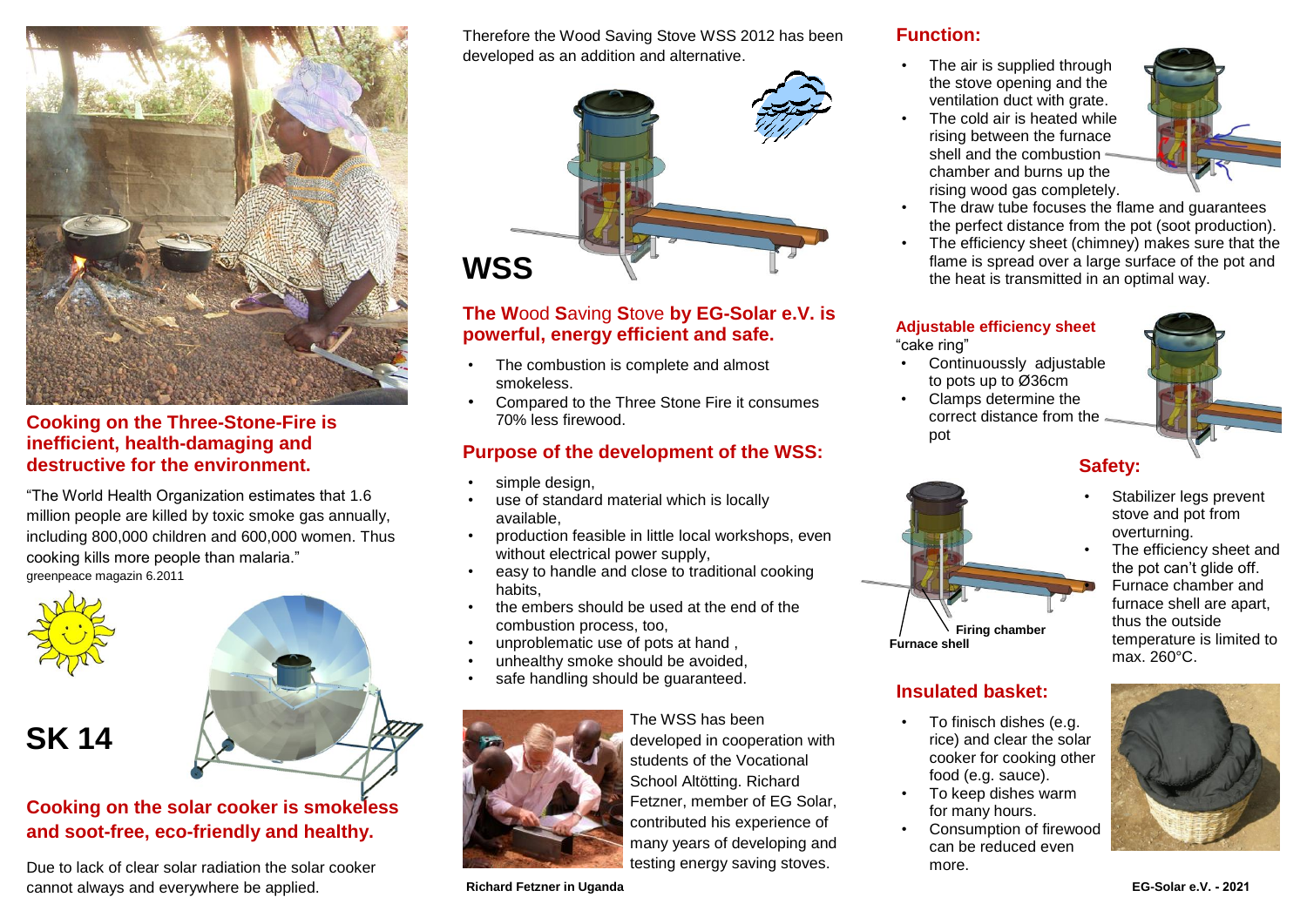## Cooking on the Three-Stone-Fire is inefficient, health-damaging and destructive for the environment.

"The World Health Organization estimates that 1.6 million people are killed by toxic smoke gas annually, including 800,000 children and 600,000 women. Thus cooking kills more people than malaria."
greenpeace magazin 6.2011

# SK 14

## Cooking on the solar cooker is smokeless and soot-free, eco-friendly and healthy.

Due to lack of clear solar radiation the solar cooker cannot always and everywhere be applied.

Therefore the Wood Saving Stove WSS 2012 has been developed as an addition and alternative.

# WSS

## The Wood Saving Stove by EG-Solar e.V. is powerful, energy efficient and safe.

- The combustion is complete and almost smokeless.
- Compared to the Three Stone Fire it consumes 70% less firewood.

## Purpose of the development of the WSS:

- simple design,
- use of standard material which is locally available,
- production feasible in little local workshops, even without electrical power supply,
- easy to handle and close to traditional cooking habits,
- the embers should be used at the end of the combustion process, too,
- unproblematic use of pots at hand ,
- unhealthy smoke should be avoided,
- safe handling should be guaranteed.

The WSS has been developed in cooperation with students of the Vocational School Altötting. Richard Fetzner, member of EG Solar, contributed his experience of many years of developing and testing energy saving stoves.

**Richard Fetzner in Uganda**

## Function:

- The air is supplied through the stove opening and the ventilation duct with grate.
- The cold air is heated while rising between the furnace shell and the combustion chamber and burns up the rising wood gas completely.
- The draw tube focuses the flame and guarantees the perfect distance from the pot (soot production).
- The efficiency sheet (chimney) makes sure that the flame is spread over a large surface of the pot and the heat is transmitted in an optimal way.

### Adjustable efficiency sheet

"cake ring"

- Continuoussly adjustable to pots up to Ø36cm
- Clamps determine the correct distance from the pot

**Firing chamber**

**Furnace shell**

## Safety:

- Stabilizer legs prevent stove and pot from overturning.
- The efficiency sheet and the pot can't glide off. Furnace chamber and furnace shell are apart, thus the outside temperature is limited to max. 260°C.

## Insulated basket:

- To finisch dishes (e.g. rice) and clear the solar cooker for cooking other food (e.g. sauce).
- To keep dishes warm for many hours.
- Consumption of firewood can be reduced even more.

**EG-Solar e.V. - 2021**